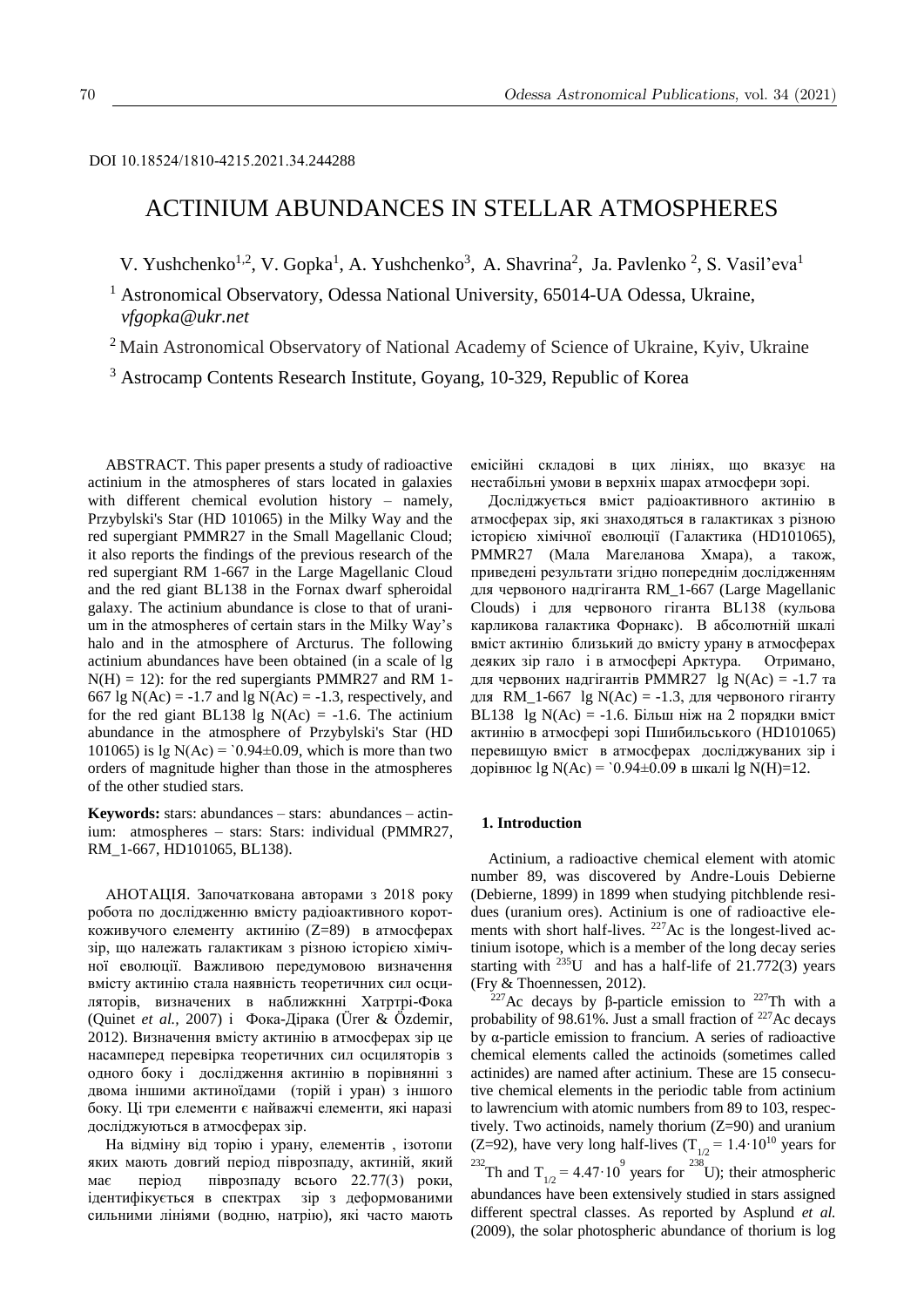DOI 10.18524/1810-4215.2021.34.244288

# ACTINIUM ABUNDANCES IN STELLAR ATMOSPHERES

V. Yushchenko[1,2], V. Gopka[1], A. Yushchenko[3], A. Shavrina[2], Ja. Pavlenko [2], S. Vasil'eva[1]

[1] Astronomical Observatory, Odessa National University, 65014-UA Odessa, Ukraine, *vfgopka@ukr.net*

[2] Main Astronomical Observatory of National Academy of Science of Ukraine, Kyiv, Ukraine

[3] Astrocamp Contents Research Institute, Goyang, 10-329, Republic of Korea

ABSTRACT. This paper presents a study of radioactive actinium in the atmospheres of stars located in galaxies with different chemical evolution history – namely, Przybylski's Star (HD 101065) in the Milky Way and the red supergiant PMMR27 in the Small Magellanic Cloud; it also reports the findings of the previous research of the red supergiant RM 1-667 in the Large Magellanic Cloud and the red giant BL138 in the Fornax dwarf spheroidal galaxy. The actinium abundance is close to that of uranium in the atmospheres of certain stars in the Milky Way's halo and in the atmosphere of Arcturus. The following actinium abundances have been obtained (in a scale of lg N(H) = 12): for the red supergiants PMMR27 and RM 1-667 lg N(Ac) = -1.7 and lg N(Ac) = -1.3, respectively, and for the red giant BL138 lg N(Ac) = -1.6. The actinium abundance in the atmosphere of Przybylski's Star (HD 101065) is lg N(Ac) = `0.94±0.09, which is more than two orders of magnitude higher than those in the atmospheres of the other studied stars.

**Keywords:** stars: abundances – stars: abundances – actinium: atmospheres – stars: Stars: individual (PMMR27, RM_1-667, HD101065, BL138).

АНОТАЦІЯ. Започаткована авторами з 2018 року робота по дослідженню вмісту радіоактивного короткоживучого елементу актинію (Z=89) в атмосферах зір, що належать галактикам з різною історією хімічної еволюції. Важливою передумовою визначення вмісту актинію стала наявність теоретичних сил осциляторів, визначених в наближкнні Хатртрі-Фока (Quinet *et al.,* 2007) і Фока-Дірака (Ürer & Özdemir, 2012). Визначення вмісту актинію в атмосферах зір це насамперед перевірка теоретичних сил осциляторів з одного боку і дослідження актинію в порівнянні з двома іншими актиноїдами (торій і уран) з іншого боку. Ці три елементи є найважчі елементи, які наразі досліджуються в атмосферах зір.

На відміну від торію і урану, елементів , ізотопи яких мають довгий період піврозпаду, актиній, який має період піврозпаду всього 22.77(3) роки, ідентифікується в спектрах зір з деформованими сильними лініями (водню, натрію), які часто мають емісійні складові в цих лініях, що вказує на нестабільні умови в верхніх шарах атмосфери зорі.

Досліджується вміст радіоактивного актинію в атмосферах зір, які знаходяться в галактиках з різною історією хімічної еволюції (Галактика (HD101065), PMMR27 (Мала Магеланова Хмара), а також, приведені результати згідно попереднім дослідженням для червоного надгіганта RM_1-667 (Large Magellanic Clouds) і для червоного гіганта BL138 (кульова карликова галактика Форнакс). В абсолютній шкалі вміст актинію близький до вмісту урану в атмосферах деяких зір гало і в атмосфері Арктура. Отримано, для червоних надгігантів PMMR27 lg N(Ac) = -1.7 та для RM_1-667 lg N(Ac) = -1.3, для червоного гіганту BL138 lg N(Ac) = -1.6. Більш ніж на 2 порядки вміст актинію в атмосфері зорі Пшибильського (HD101065) перевищую вміст в атмосферах досліджуваних зір і дорівнює lg N(Ac) = `0.94±0.09 в шкалі lg N(H)=12.

## 1. Introduction

Actinium, a radioactive chemical element with atomic number 89, was discovered by Andre-Louis Debierne (Debierne, 1899) in 1899 when studying pitchblende residues (uranium ores). Actinium is one of radioactive elements with short half-lives. $^{227}$Ac is the longest-lived actinium isotope, which is a member of the long decay series starting with $^{235}$U and has a half-life of 21.772(3) years (Fry & Thoennessen, 2012).

$^{227}$Ac decays by β-particle emission to $^{227}$Th with a probability of 98.61%. Just a small fraction of $^{227}$Ac decays by α-particle emission to francium. A series of radioactive chemical elements called the actinoids (sometimes called actinides) are named after actinium. These are 15 consecutive chemical elements in the periodic table from actinium to lawrencium with atomic numbers from 89 to 103, respectively. Two actinoids, namely thorium (Z=90) and uranium (Z=92), have very long half-lives ($T_{1/2} = 1.4 \cdot 10^{10}$ years for $^{232}$Th and $T_{1/2} = 4.47 \cdot 10^{9}$ years for $^{238}$U); their atmospheric abundances have been extensively studied in stars assigned different spectral classes. As reported by Asplund *et al.* (2009), the solar photospheric abundance of thorium is log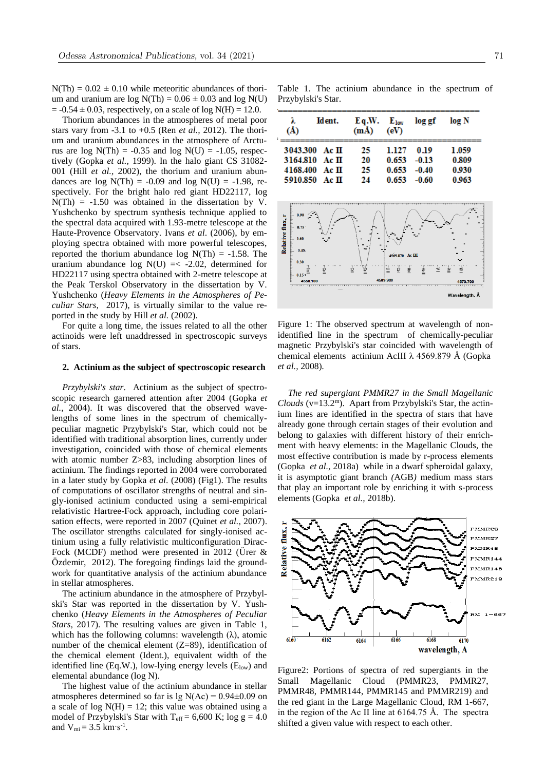N(Th) = 0.02 ± 0.10 while meteoritic abundances of thorium and uranium are log N(Th) = 0.06 ± 0.03 and log N(U) = -0.54 ± 0.03, respectively, on a scale of log N(H) = 12.0.

Thorium abundances in the atmospheres of metal poor stars vary from -3.1 to +0.5 (Ren *et al.,* 2012). The thorium and uranium abundances in the atmosphere of Arcturus are log N(Th) = -0.35 and log N(U) = -1.05, respectively (Gopka *et al.,* 1999). In the halo giant CS 31082-001 (Hill *et al.,* 2002), the thorium and uranium abundances are log N(Th) = -0.09 and log N(U) = -1.98, respectively. For the bright halo red giant HD22117, log N(Th) = -1.50 was obtained in the dissertation by V. Yushchenko by spectrum synthesis technique applied to the spectral data acquired with 1.93-metre telescope at the Haute-Provence Observatory. Ivans *et al*. (2006), by employing spectra obtained with more powerful telescopes, reported the thorium abundance log N(Th) = -1.58. The uranium abundance log N(U) =< -2.02, determined for HD22117 using spectra obtained with 2-metre telescope at the Peak Terskol Observatory in the dissertation by V. Yushchenko (*Heavy Elements in the Atmospheres of Peculiar Stars,* 2017), is virtually similar to the value reported in the study by Hill *et al.* (2002).

For quite a long time, the issues related to all the other actinoids were left unaddressed in spectroscopic surveys of stars.

## 2. Actinium as the subject of spectroscopic research

*Przybylski's star*. Actinium as the subject of spectroscopic research garnered attention after 2004 (Gopka *et al.,* 2004). It was discovered that the observed wavelengths of some lines in the spectrum of chemically-peculiar magnetic Przybylski's Star, which could not be identified with traditional absorption lines, currently under investigation, coincided with those of chemical elements with atomic number Z>83, including absorption lines of actinium. The findings reported in 2004 were corroborated in a later study by Gopka *et al*. (2008) (Fig1). The results of computations of oscillator strengths of neutral and singly-ionised actinium conducted using a semi-empirical relativistic Hartree-Fock approach, including core polarisation effects, were reported in 2007 (Quinet *et al.,* 2007). The oscillator strengths calculated for singly-ionised actinium using a fully relativistic multiconfiguration Dirac-Fock (MCDF) method were presented in 2012 (Ürer & Özdemir, 2012). The foregoing findings laid the groundwork for quantitative analysis of the actinium abundance in stellar atmospheres.

The actinium abundance in the atmosphere of Przybylski's Star was reported in the dissertation by V. Yushchenko (*Heavy Elements in the Atmospheres of Peculiar Stars,* 2017). The resulting values are given in Table 1, which has the following columns: wavelength (λ), atomic number of the chemical element (Z=89), identification of the chemical element (Ident.), equivalent width of the identified line (Eq.W.), low-lying energy levels ($E_{low}$) and elemental abundance (log N).

The highest value of the actinium abundance in stellar atmospheres determined so far is lg N(Ac) = 0.94±0.09 on a scale of log N(H) = 12; this value was obtained using a model of Przybylski's Star with $T_{eff}$ = 6,600 K; log g = 4.0 and $V_{mi}$ = 3.5 km·s$^{-1}$.

Table 1. The actinium abundance in the spectrum of Przybylski's Star.

| λ (Å) | Ident. | Eq.W. (mÅ) | $E_{low}$ (eV) | log gf | log N |
|---|---|---|---|---|---|
| 3043.300 | Ac II | 25 | 1.127 | 0.19 | 1.059 |
| 3164.810 | Ac II | 20 | 0.653 | -0.13 | 0.809 |
| 4168.400 | Ac II | 25 | 0.653 | -0.40 | 0.930 |
| 5910.850 | Ac II | 24 | 0.653 | -0.60 | 0.963 |

Figure 1: The observed spectrum at wavelength of non-identified line in the spectrum of chemically-peculiar magnetic Przybylski's star coincided with wavelength of chemical elements actinium AcIII λ 4569.879 Å (Gopka *et al.,* 2008).

*The red supergiant PMMR27 in the Small Magellanic Clouds* (v=13.2$^{m}$). Apart from Przybylski's Star, the actinium lines are identified in the spectra of stars that have already gone through certain stages of their evolution and belong to galaxies with different history of their enrichment with heavy elements: in the Magellanic Clouds, the most effective contribution is made by r-process elements (Gopka *et al.,* 2018a) while in a dwarf spheroidal galaxy, it is asymptotic giant branch *(*AGB*)* medium mass stars that play an important role by enriching it with s-process elements (Gopka *et al.,* 2018b).

Figure2: Portions of spectra of red supergiants in the Small Magellanic Cloud (PMMR23, PMMR27, PMMR48, PMMR144, PMMR145 and PMMR219) and the red giant in the Large Magellanic Cloud, RM 1-667, in the region of the Ac II line at 6164.75 Å. The spectra shifted a given value with respect to each other.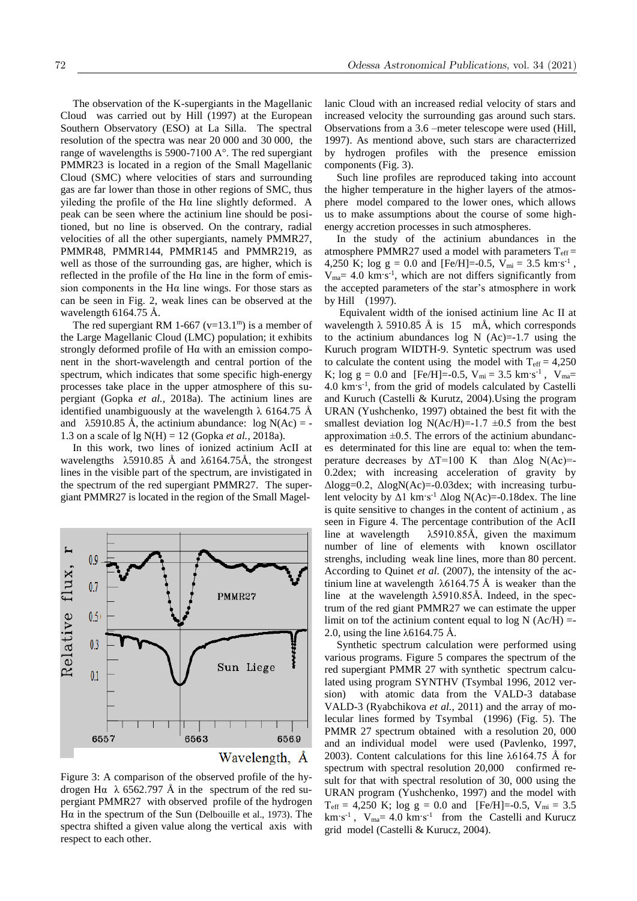The observation of the K-supergiants in the Magellanic Cloud was carried out by Hill (1997) at the European Southern Observatory (ESO) at La Silla. The spectral resolution of the spectra was near 20 000 and 30 000, the range of wavelengths is 5900-7100 A°. The red supergiant PMMR23 is located in a region of the Small Magellanic Cloud (SMC) where velocities of stars and surrounding gas are far lower than those in other regions of SMC, thus yileding the profile of the Hα line slightly deformed. A peak can be seen where the actinium line should be positioned, but no line is observed. On the contrary, radial velocities of all the other supergiants, namely PMMR27, PMMR48, PMMR144, PMMR145 and PMMR219, as well as those of the surrounding gas, are higher, which is reflected in the profile of the Hα line in the form of emission components in the Hα line wings. For those stars as can be seen in Fig. 2, weak lines can be observed at the wavelength 6164.75 Å.

The red supergiant RM 1-667 ($v=13.1^m$) is a member of the Large Magellanic Cloud (LMC) population; it exhibits strongly deformed profile of Hα with an emission component in the short-wavelength and central portion of the spectrum, which indicates that some specific high-energy processes take place in the upper atmosphere of this supergiant (Gopka *et al.,* 2018a). The actinium lines are identified unambiguously at the wavelength λ 6164.75 Å and λ5910.85 Å, the actinium abundance: log N(Ac) = -1.3 on a scale of lg N(H) = 12 (Gopka *et al.,* 2018a).

In this work, two lines of ionized actinium AcII at wavelengths λ5910.85 Å and λ6164.75Å, the strongest lines in the visible part of the spectrum, are invistigated in the spectrum of the red supergiant PMMR27. The supergiant PMMR27 is located in the region of the Small Magellanic Cloud with an increased redial velocity of stars and increased velocity the surrounding gas around such stars. Observations from a 3.6 –meter telescope were used (Hill, 1997). As mentiond above, such stars are characterrized by hydrogen profiles with the presence emission components (Fig. 3).

Figure 3: A comparison of the observed profile of the hydrogen Hα λ 6562.797 Å in the spectrum of the red supergiant PMMR27 with observed profile of the hydrogen Hα in the spectrum of the Sun (Delbouille et al., 1973). The spectra shifted a given value along the vertical axis with respect to each other.

Such line profiles are reproduced taking into account the higher temperature in the higher layers of the atmosphere model compared to the lower ones, which allows us to make assumptions about the course of some high-energy accretion processes in such atmospheres.

In the study of the actinium abundances in the atmosphere PMMR27 used a model with parameters $T_{eff}$ = 4,250 K; log g = 0.0 and [Fe/H]=-0.5, $V_{mi}$ = 3.5 km·s$^{-1}$, $V_{ma}$= 4.0 km·s$^{-1}$, which are not differs significantly from the accepted parameters of the star's atmosphere in work by Hill (1997).

Equivalent width of the ionised actinium line Ac II at wavelength λ 5910.85 Å is 15 mÅ, which corresponds to the actinium abundances log N (Ac)=-1.7 using the Kuruch program WIDTH-9. Syntetic spectrum was used to calculate the content using the model with $T_{eff}$ = 4,250 K; log g = 0.0 and [Fe/H]=-0.5, $V_{mi}$ = 3.5 km·s$^{-1}$, $V_{ma}$= 4.0 km·s$^{-1}$, from the grid of models calculated by Castelli and Kuruch (Castelli & Kurutz, 2004).Using the program URAN (Yushchenko, 1997) obtained the best fit with the smallest deviation log N(Ac/H)=-1.7 ±0.5 from the best approximation ±0.5. The errors of the actinium abundances determinated for this line are equal to: when the temperature decreases by ΔT=100 K than Δlog N(Ac)=-0.2dex; with increasing acceleration of gravity by Δlogg=0.2, ΔlogN(Ac)=-0.03dex; with increasing turbulent velocity by Δ1 km·s$^{-1}$ Δlog N(Ac)=-0.18dex. The line is quite sensitive to changes in the content of actinium , as seen in Figure 4. The percentage contribution of the AcII line at wavelength λ5910.85Å, given the maximum number of line of elements with known oscillator strenghs, including weak line lines, more than 80 percent. According to Quinet *et al.* (2007), the intensity of the actinium line at wavelength λ6164.75 Å is weaker than the line at the wavelength λ5910.85Å. Indeed, in the spectrum of the red giant PMMR27 we can estimate the upper limit on tof the actinium content equal to log N (Ac/H) =-2.0, using the line λ6164.75 Å.

Synthetic spectrum calculation were performed using various programs. Figure 5 compares the spectrum of the red supergiant PMMR 27 with synthetic spectrum calculated using program SYNTHV (Tsymbal 1996, 2012 version) with atomic data from the VALD-3 database VALD-3 (Ryabchikova *et al.,* 2011) and the array of molecular lines formed by Tsymbal (1996) (Fig. 5). The PMMR 27 spectrum obtained with a resolution 20, 000 and an individual model were used (Pavlenko, 1997, 2003). Content calculations for this line λ6164.75 Å for spectrum with spectral resolution 20,000 confirmed result for that with spectral resolution of 30, 000 using the URAN program (Yushchenko, 1997) and the model with $T_{eff}$ = 4,250 K; log g = 0.0 and [Fe/H]=-0.5, $V_{mi}$ = 3.5 km·s$^{-1}$, $V_{ma}$= 4.0 km·s$^{-1}$ from the Castelli and Kurucz grid model (Castelli & Kurucz, 2004).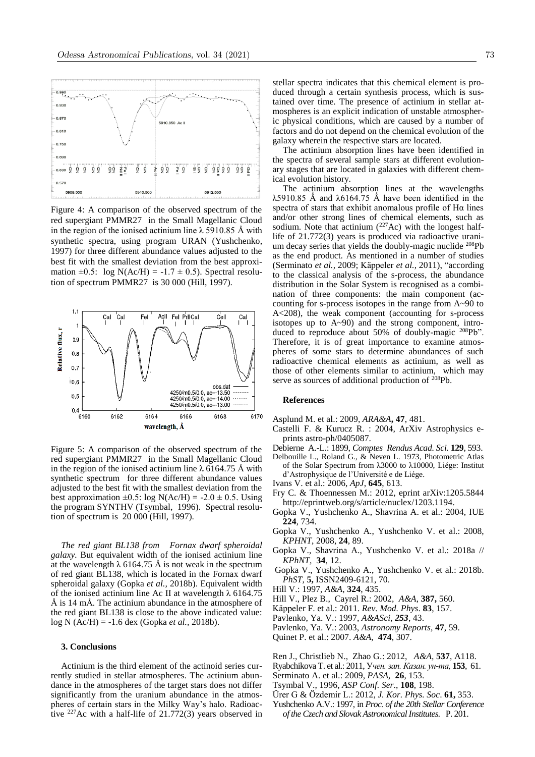0.990
0.930
0.870
0.810
0.750
0.690
0.630
0.570
5910.850 Ac II
5908.500
5910.500
5912.500

Figure 4: A comparison of the observed spectrum of the red supergiant PMMR27 in the Small Magellanic Cloud in the region of the ionised actinium line λ 5910.85 Å with synthetic spectra, using program URAN (Yushchenko, 1997) for three different abundance values adjusted to the best fit with the smallest deviation from the best approximation ±0.5: log N(Ac/H) = -1.7 ± 0.5). Spectral resolution of spectrum PMMR27 is 30 000 (Hill, 1997).

CaI CaI FeI AcII FeI PrIICaI CeII CaI
Relative flux, r
obs.dat
4250/m0.5/0.0, ac=-13.50
4250/m0.5/0.0, ac=-14.00
4250/m0.5/0.0, ac=-13.00
wavelength, Å

Figure 5: A comparison of the observed spectrum of the red supergiant PMMR27 in the Small Magellanic Cloud in the region of the ionised actinium line λ 6164.75 Å with synthetic spectrum for three different abundance values adjusted to the best fit with the smallest deviation from the best approximation ±0.5: log N(Ac/H) = -2.0 ± 0.5. Using the program SYNTHV (Tsymbal, 1996). Spectral resolution of spectrum is 20 000 (Hill, 1997).

*The red giant BL138 from Fornax dwarf spheroidal galaxy.* But equivalent width of the ionised actinium line at the wavelength λ 6164.75 Å is not weak in the spectrum of red giant BL138, which is located in the Fornax dwarf spheroidal galaxy (Gopka *et al.*, 2018b). Equivalent width of the ionised actinium line Ac II at wavelength λ 6164.75 Å is 14 mÅ. The actinium abundance in the atmosphere of the red giant BL138 is close to the above indicated value: log N (Ac/H) = -1.6 dex (Gopka *et al.*, 2018b).

### 3. Conclusions

Actinium is the third element of the actinoid series currently studied in stellar atmospheres. The actinium abundance in the atmospheres of the target stars does not differ significantly from the uranium abundance in the atmospheres of certain stars in the Milky Way's halo. Radioactive $^{227}$Ac with a half-life of 21.772(3) years observed in stellar spectra indicates that this chemical element is produced through a certain synthesis process, which is sustained over time. The presence of actinium in stellar atmospheres is an explicit indication of unstable atmospheric physical conditions, which are caused by a number of factors and do not depend on the chemical evolution of the galaxy wherein the respective stars are located.

The actinium absorption lines have been identified in the spectra of several sample stars at different evolutionary stages that are located in galaxies with different chemical evolution history.

The actinium absorption lines at the wavelengths λ5910.85 Å and λ6164.75 Å have been identified in the spectra of stars that exhibit anomalous profile of Hα lines and/or other strong lines of chemical elements, such as sodium. Note that actinium ($^{227}$Ac) with the longest half-life of 21.772(3) years is produced via radioactive uranium decay series that yields the doubly-magic nuclide $^{208}$Pb as the end product. As mentioned in a number of studies (Serminato *et al.*, 2009; Käppeler *et al.*, 2011), "according to the classical analysis of the s-process, the abundance distribution in the Solar System is recognised as a combination of three components: the main component (accounting for s-process isotopes in the range from A~90 to A<208), the weak component (accounting for s-process isotopes up to A~90) and the strong component, introduced to reproduce about 50% of doubly-magic $^{208}$Pb". Therefore, it is of great importance to examine atmospheres of some stars to determine abundances of such radioactive chemical elements as actinium, as well as those of other elements similar to actinium, which may serve as sources of additional production of $^{208}$Pb.

### References

Asplund M. et al.: 2009, *ARA&A*, **47**, 481.

Castelli F. & Kurucz R. : 2004, ArXiv Astrophysics e-prints astro-ph/0405087.

Debierne A.-L.: 1899, *Comptes Rendus Acad. Sci.* **129**, 593.

Delbouille L., Roland G., & Neven L. 1973, Photometric Atlas of the Solar Spectrum from λ3000 to λ10000, Liége: Institut d'Astrophysique de l'Université e de Liége.

Ivans V. et al.: 2006, *ApJ*, **645**, 613.

Fry C. & Thoennessen M.: 2012, eprint arXiv:1205.5844 http://eprintweb.org/s/article/nuclex/1203.1194.

Gopka V., Yushchenko A., Shavrina A. et al.: 2004, IUE **224**, 734.

Gopka V., Yushchenko A., Yushchenko V. et al.: 2008, *KPHNT*, 2008, **24**, 89.

Gopka V., Shavrina A., Yushchenko V. et al.: 2018a // *KPhNT*, **34**, 12.

Gopka V., Yushchenko A., Yushchenko V. et al.: 2018b. *PhST*, **5,** ISSN2409-6121, 70.

Hill V.: 1997, *A&A*, **324**, 435.

Hill V., Plez B., Cayrel R.: 2002, *A&A*, **387,** 560.

Käppeler F. et al.: 2011. *Rev. Mod. Phys*. **83**, 157.

Pavlenko, Ya. V.: 1997, *A&ASci*, ***253***, 43.

Pavlenko, Ya. V.: 2003, *Astronomy Reports*, **47**, 59.

Quinet P. et al.: 2007. *A&A*, **474**, 307.

Ren J., Christlieb N., Zhao G.: 2012, *A&A*, **537**, A118.

Ryabchikova T. et al.: 2011, У*чен. зап. Казан. ун-та,* **153**, 61.

Serminato A. et al.: 2009, *PASA*, **26**, 153.

Tsymbal V., 1996, *ASP Conf. Ser*., **108**, 198.

Ürer G & Özdemir L.: 2012, *J. Kor. Phys. Soc*. **61,** 353.

Yushchenko A.V.: 1997, in *Proc. of the 20th Stellar Conference of the Czech and Slovak Astronomical Institutes.* P. 201.